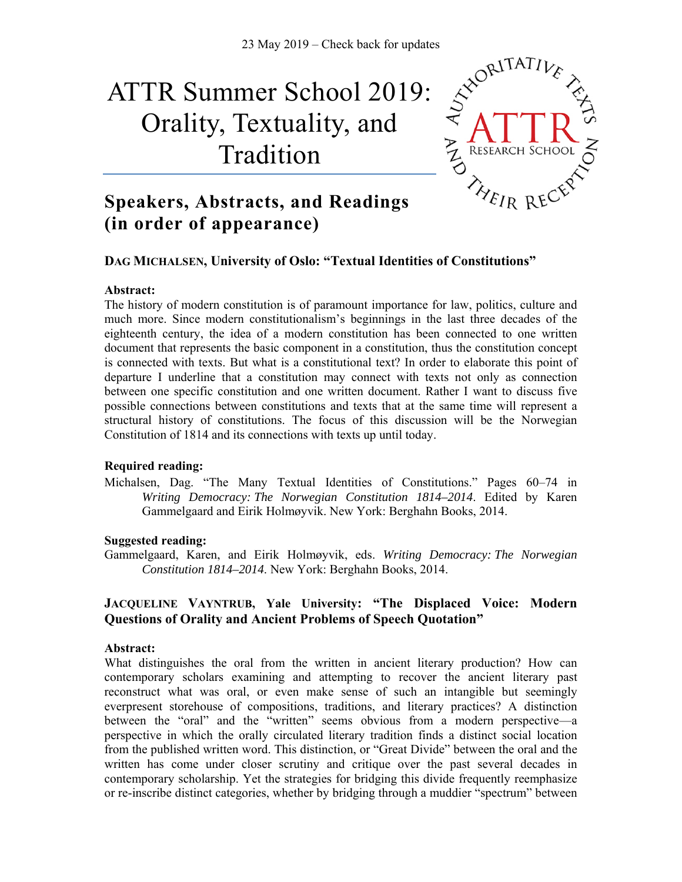23 May 2019 – Check back for updates

# ATTR Summer School 2019: Orality, Textuality, and Tradition

## Speakers, Abstracts, and Readings (in order of appearance)

### DAG MICHALSEN, University of Oslo: "Textual Identities of Constitutions"

**Abstract:**

The history of modern constitution is of paramount importance for law, politics, culture and much more. Since modern constitutionalism's beginnings in the last three decades of the eighteenth century, the idea of a modern constitution has been connected to one written document that represents the basic component in a constitution, thus the constitution concept is connected with texts. But what is a constitutional text? In order to elaborate this point of departure I underline that a constitution may connect with texts not only as connection between one specific constitution and one written document. Rather I want to discuss five possible connections between constitutions and texts that at the same time will represent a structural history of constitutions. The focus of this discussion will be the Norwegian Constitution of 1814 and its connections with texts up until today.

**Required reading:**

Michalsen, Dag. "The Many Textual Identities of Constitutions." Pages 60–74 in *Writing Democracy: The Norwegian Constitution 1814–2014*. Edited by Karen Gammelgaard and Eirik Holmøyvik. New York: Berghahn Books, 2014.

**Suggested reading:**

Gammelgaard, Karen, and Eirik Holmøyvik, eds. *Writing Democracy: The Norwegian Constitution 1814–2014*. New York: Berghahn Books, 2014.

### JACQUELINE VAYNTRUB, Yale University: "The Displaced Voice: Modern Questions of Orality and Ancient Problems of Speech Quotation"

**Abstract:**

What distinguishes the oral from the written in ancient literary production? How can contemporary scholars examining and attempting to recover the ancient literary past reconstruct what was oral, or even make sense of such an intangible but seemingly everpresent storehouse of compositions, traditions, and literary practices? A distinction between the "oral" and the "written" seems obvious from a modern perspective—a perspective in which the orally circulated literary tradition finds a distinct social location from the published written word. This distinction, or "Great Divide" between the oral and the written has come under closer scrutiny and critique over the past several decades in contemporary scholarship. Yet the strategies for bridging this divide frequently reemphasize or re-inscribe distinct categories, whether by bridging through a muddier "spectrum" between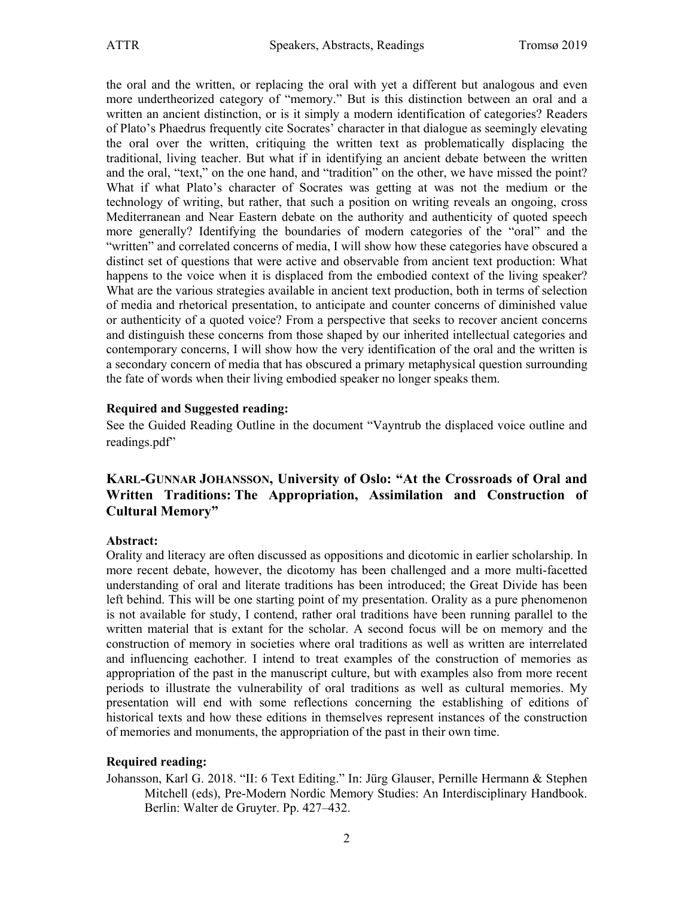the oral and the written, or replacing the oral with yet a different but analogous and even more undertheorized category of "memory." But is this distinction between an oral and a written an ancient distinction, or is it simply a modern identification of categories? Readers of Plato's Phaedrus frequently cite Socrates' character in that dialogue as seemingly elevating the oral over the written, critiquing the written text as problematically displacing the traditional, living teacher. But what if in identifying an ancient debate between the written and the oral, "text," on the one hand, and "tradition" on the other, we have missed the point? What if what Plato's character of Socrates was getting at was not the medium or the technology of writing, but rather, that such a position on writing reveals an ongoing, cross Mediterranean and Near Eastern debate on the authority and authenticity of quoted speech more generally? Identifying the boundaries of modern categories of the "oral" and the "written" and correlated concerns of media, I will show how these categories have obscured a distinct set of questions that were active and observable from ancient text production: What happens to the voice when it is displaced from the embodied context of the living speaker? What are the various strategies available in ancient text production, both in terms of selection of media and rhetorical presentation, to anticipate and counter concerns of diminished value or authenticity of a quoted voice? From a perspective that seeks to recover ancient concerns and distinguish these concerns from those shaped by our inherited intellectual categories and contemporary concerns, I will show how the very identification of the oral and the written is a secondary concern of media that has obscured a primary metaphysical question surrounding the fate of words when their living embodied speaker no longer speaks them.

**Required and Suggested reading:**

See the Guided Reading Outline in the document "Vayntrub the displaced voice outline and readings.pdf"

## KARL-GUNNAR JOHANSSON, University of Oslo: "At the Crossroads of Oral and Written Traditions: The Appropriation, Assimilation and Construction of Cultural Memory"

**Abstract:**

Orality and literacy are often discussed as oppositions and dicotomic in earlier scholarship. In more recent debate, however, the dicotomy has been challenged and a more multi-facetted understanding of oral and literate traditions has been introduced; the Great Divide has been left behind. This will be one starting point of my presentation. Orality as a pure phenomenon is not available for study, I contend, rather oral traditions have been running parallel to the written material that is extant for the scholar. A second focus will be on memory and the construction of memory in societies where oral traditions as well as written are interrelated and influencing eachother. I intend to treat examples of the construction of memories as appropriation of the past in the manuscript culture, but with examples also from more recent periods to illustrate the vulnerability of oral traditions as well as cultural memories. My presentation will end with some reflections concerning the establishing of editions of historical texts and how these editions in themselves represent instances of the construction of memories and monuments, the appropriation of the past in their own time.

**Required reading:**

Johansson, Karl G. 2018. "II: 6 Text Editing." In: Jürg Glauser, Pernille Hermann & Stephen Mitchell (eds), Pre-Modern Nordic Memory Studies: An Interdisciplinary Handbook. Berlin: Walter de Gruyter. Pp. 427–432.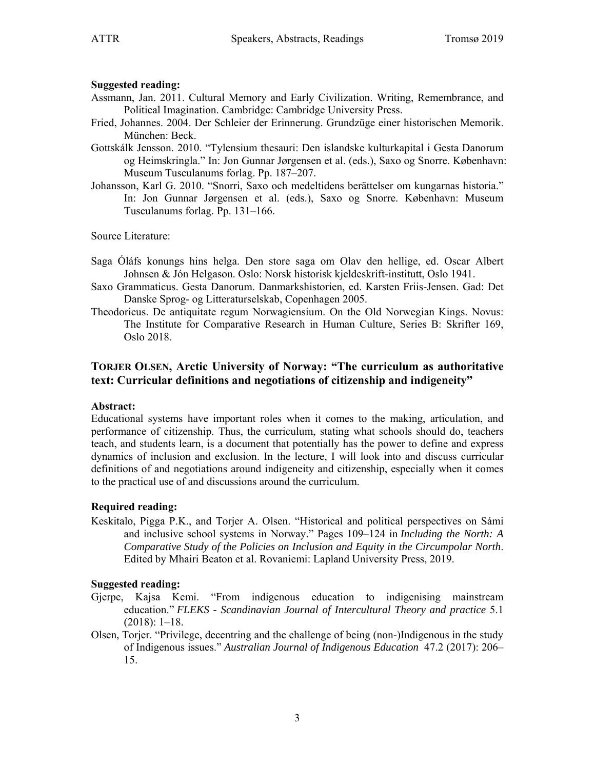**Suggested reading:**

Assmann, Jan. 2011. Cultural Memory and Early Civilization. Writing, Remembrance, and Political Imagination. Cambridge: Cambridge University Press.

Fried, Johannes. 2004. Der Schleier der Erinnerung. Grundzüge einer historischen Memorik. München: Beck.

Gottskálk Jensson. 2010. "Tylensium thesauri: Den islandske kulturkapital i Gesta Danorum og Heimskringla." In: Jon Gunnar Jørgensen et al. (eds.), Saxo og Snorre. København: Museum Tusculanums forlag. Pp. 187–207.

Johansson, Karl G. 2010. "Snorri, Saxo och medeltidens berättelser om kungarnas historia." In: Jon Gunnar Jørgensen et al. (eds.), Saxo og Snorre. København: Museum Tusculanums forlag. Pp. 131–166.

Source Literature:

Saga Óláfs konungs hins helga. Den store saga om Olav den hellige, ed. Oscar Albert Johnsen & Jón Helgason. Oslo: Norsk historisk kjeldeskrift-institutt, Oslo 1941.

Saxo Grammaticus. Gesta Danorum. Danmarkshistorien, ed. Karsten Friis-Jensen. Gad: Det Danske Sprog- og Litteraturselskab, Copenhagen 2005.

Theodoricus. De antiquitate regum Norwagiensium. On the Old Norwegian Kings. Novus: The Institute for Comparative Research in Human Culture, Series B: Skrifter 169, Oslo 2018.

## TORJER OLSEN, Arctic University of Norway: "The curriculum as authoritative text: Curricular definitions and negotiations of citizenship and indigeneity"

**Abstract:**

Educational systems have important roles when it comes to the making, articulation, and performance of citizenship. Thus, the curriculum, stating what schools should do, teachers teach, and students learn, is a document that potentially has the power to define and express dynamics of inclusion and exclusion. In the lecture, I will look into and discuss curricular definitions of and negotiations around indigeneity and citizenship, especially when it comes to the practical use of and discussions around the curriculum.

**Required reading:**

Keskitalo, Pigga P.K., and Torjer A. Olsen. "Historical and political perspectives on Sámi and inclusive school systems in Norway." Pages 109–124 in *Including the North: A Comparative Study of the Policies on Inclusion and Equity in the Circumpolar North*. Edited by Mhairi Beaton et al. Rovaniemi: Lapland University Press, 2019.

**Suggested reading:**

Gjerpe, Kajsa Kemi. "From indigenous education to indigenising mainstream education." *FLEKS - Scandinavian Journal of Intercultural Theory and practice* 5.1 (2018): 1–18.

Olsen, Torjer. "Privilege, decentring and the challenge of being (non-)Indigenous in the study of Indigenous issues." *Australian Journal of Indigenous Education* 47.2 (2017): 206–15.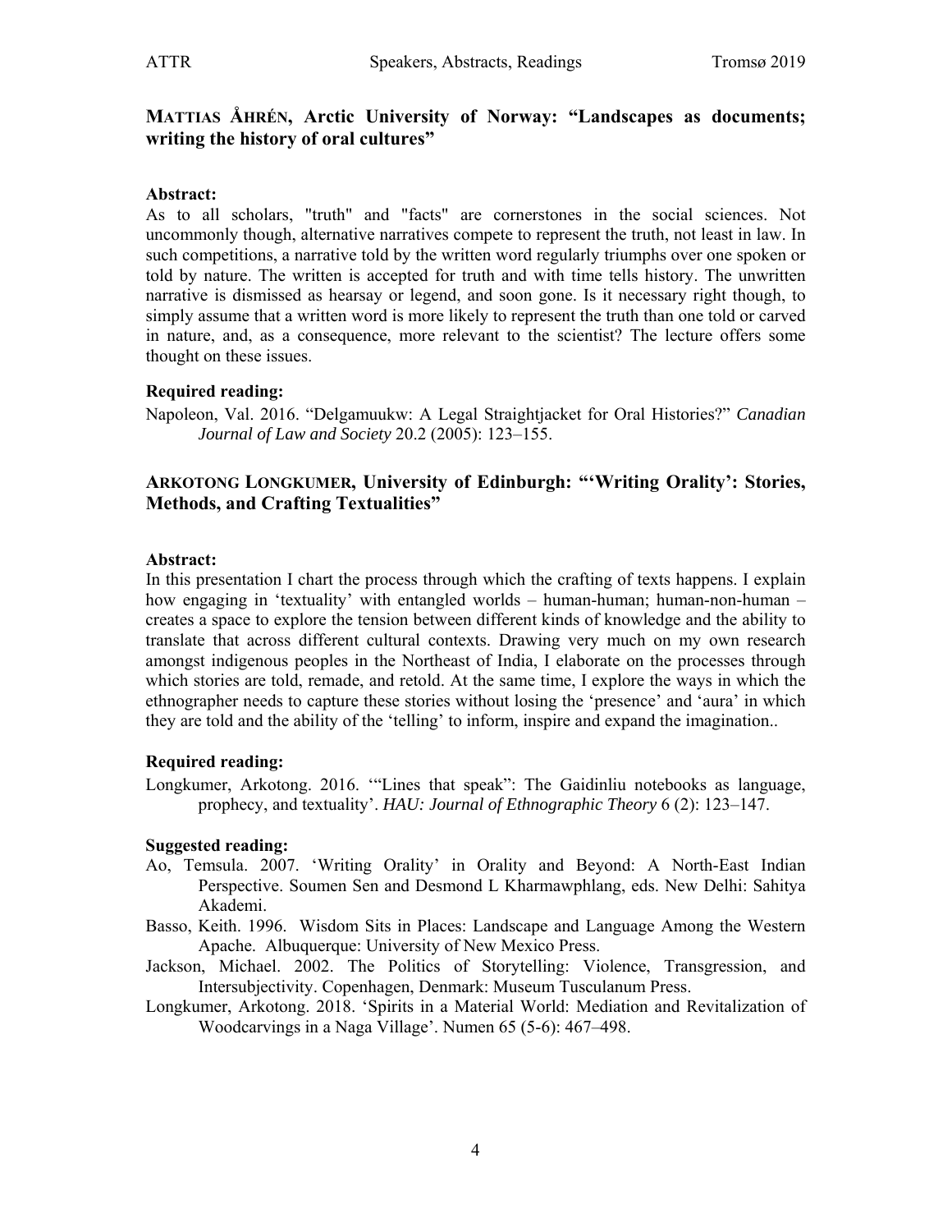## MATTIAS ÅHRÉN, Arctic University of Norway: "Landscapes as documents; writing the history of oral cultures"

**Abstract:**

As to all scholars, "truth" and "facts" are cornerstones in the social sciences. Not uncommonly though, alternative narratives compete to represent the truth, not least in law. In such competitions, a narrative told by the written word regularly triumphs over one spoken or told by nature. The written is accepted for truth and with time tells history. The unwritten narrative is dismissed as hearsay or legend, and soon gone. Is it necessary right though, to simply assume that a written word is more likely to represent the truth than one told or carved in nature, and, as a consequence, more relevant to the scientist? The lecture offers some thought on these issues.

**Required reading:**

Napoleon, Val. 2016. "Delgamuukw: A Legal Straightjacket for Oral Histories?" *Canadian Journal of Law and Society* 20.2 (2005): 123–155.

## ARKOTONG LONGKUMER, University of Edinburgh: "'Writing Orality': Stories, Methods, and Crafting Textualities"

**Abstract:**

In this presentation I chart the process through which the crafting of texts happens. I explain how engaging in 'textuality' with entangled worlds – human-human; human-non-human – creates a space to explore the tension between different kinds of knowledge and the ability to translate that across different cultural contexts. Drawing very much on my own research amongst indigenous peoples in the Northeast of India, I elaborate on the processes through which stories are told, remade, and retold. At the same time, I explore the ways in which the ethnographer needs to capture these stories without losing the 'presence' and 'aura' in which they are told and the ability of the 'telling' to inform, inspire and expand the imagination..

**Required reading:**

Longkumer, Arkotong. 2016. '"Lines that speak": The Gaidinliu notebooks as language, prophecy, and textuality'. *HAU: Journal of Ethnographic Theory* 6 (2): 123–147.

**Suggested reading:**

Ao, Temsula. 2007. 'Writing Orality' in Orality and Beyond: A North-East Indian Perspective. Soumen Sen and Desmond L Kharmawphlang, eds. New Delhi: Sahitya Akademi.

Basso, Keith. 1996. Wisdom Sits in Places: Landscape and Language Among the Western Apache. Albuquerque: University of New Mexico Press.

Jackson, Michael. 2002. The Politics of Storytelling: Violence, Transgression, and Intersubjectivity. Copenhagen, Denmark: Museum Tusculanum Press.

Longkumer, Arkotong. 2018. 'Spirits in a Material World: Mediation and Revitalization of Woodcarvings in a Naga Village'. Numen 65 (5-6): 467–498.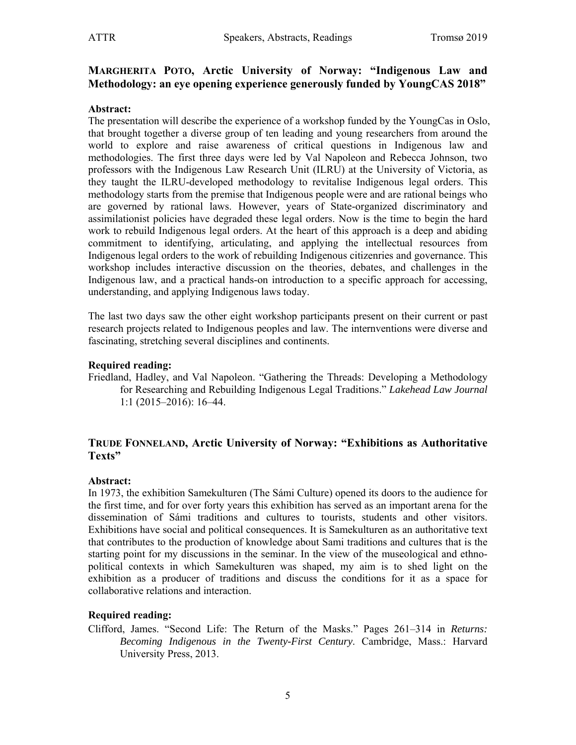## MARGHERITA POTO, Arctic University of Norway: "Indigenous Law and Methodology: an eye opening experience generously funded by YoungCAS 2018"

**Abstract:**

The presentation will describe the experience of a workshop funded by the YoungCas in Oslo, that brought together a diverse group of ten leading and young researchers from around the world to explore and raise awareness of critical questions in Indigenous law and methodologies. The first three days were led by Val Napoleon and Rebecca Johnson, two professors with the Indigenous Law Research Unit (ILRU) at the University of Victoria, as they taught the ILRU-developed methodology to revitalise Indigenous legal orders. This methodology starts from the premise that Indigenous people were and are rational beings who are governed by rational laws. However, years of State-organized discriminatory and assimilationist policies have degraded these legal orders. Now is the time to begin the hard work to rebuild Indigenous legal orders. At the heart of this approach is a deep and abiding commitment to identifying, articulating, and applying the intellectual resources from Indigenous legal orders to the work of rebuilding Indigenous citizenries and governance. This workshop includes interactive discussion on the theories, debates, and challenges in the Indigenous law, and a practical hands-on introduction to a specific approach for accessing, understanding, and applying Indigenous laws today.

The last two days saw the other eight workshop participants present on their current or past research projects related to Indigenous peoples and law. The internventions were diverse and fascinating, stretching several disciplines and continents.

**Required reading:**

Friedland, Hadley, and Val Napoleon. "Gathering the Threads: Developing a Methodology for Researching and Rebuilding Indigenous Legal Traditions." *Lakehead Law Journal* 1:1 (2015–2016): 16–44.

## TRUDE FONNELAND, Arctic University of Norway: "Exhibitions as Authoritative Texts"

**Abstract:**

In 1973, the exhibition Samekulturen (The Sámi Culture) opened its doors to the audience for the first time, and for over forty years this exhibition has served as an important arena for the dissemination of Sámi traditions and cultures to tourists, students and other visitors. Exhibitions have social and political consequences. It is Samekulturen as an authoritative text that contributes to the production of knowledge about Sami traditions and cultures that is the starting point for my discussions in the seminar. In the view of the museological and ethno-political contexts in which Samekulturen was shaped, my aim is to shed light on the exhibition as a producer of traditions and discuss the conditions for it as a space for collaborative relations and interaction.

**Required reading:**

Clifford, James. "Second Life: The Return of the Masks." Pages 261–314 in *Returns: Becoming Indigenous in the Twenty-First Century*. Cambridge, Mass.: Harvard University Press, 2013.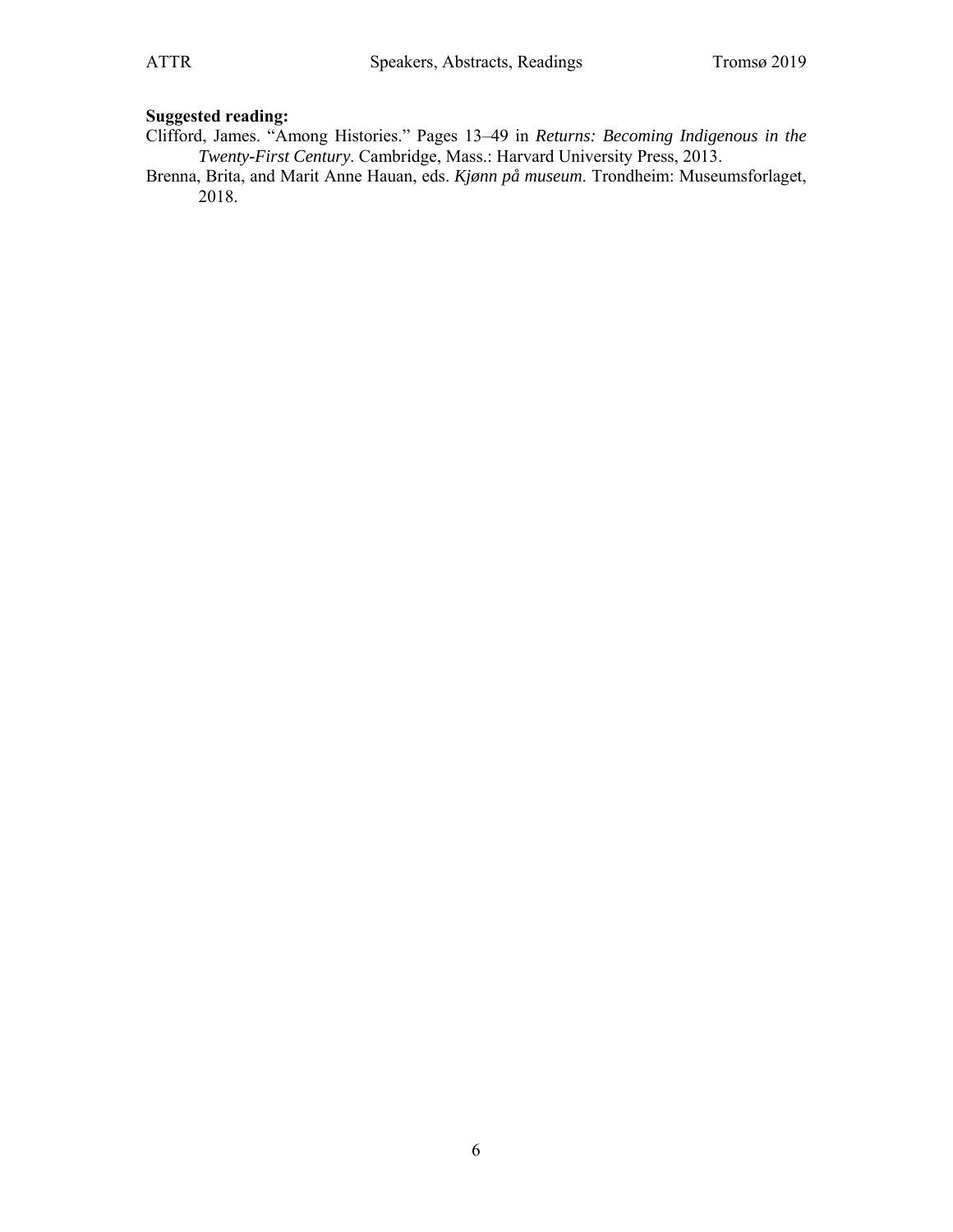**Suggested reading:**

Clifford, James. "Among Histories." Pages 13–49 in *Returns: Becoming Indigenous in the Twenty-First Century*. Cambridge, Mass.: Harvard University Press, 2013.

Brenna, Brita, and Marit Anne Hauan, eds. *Kjønn på museum*. Trondheim: Museumsforlaget, 2018.